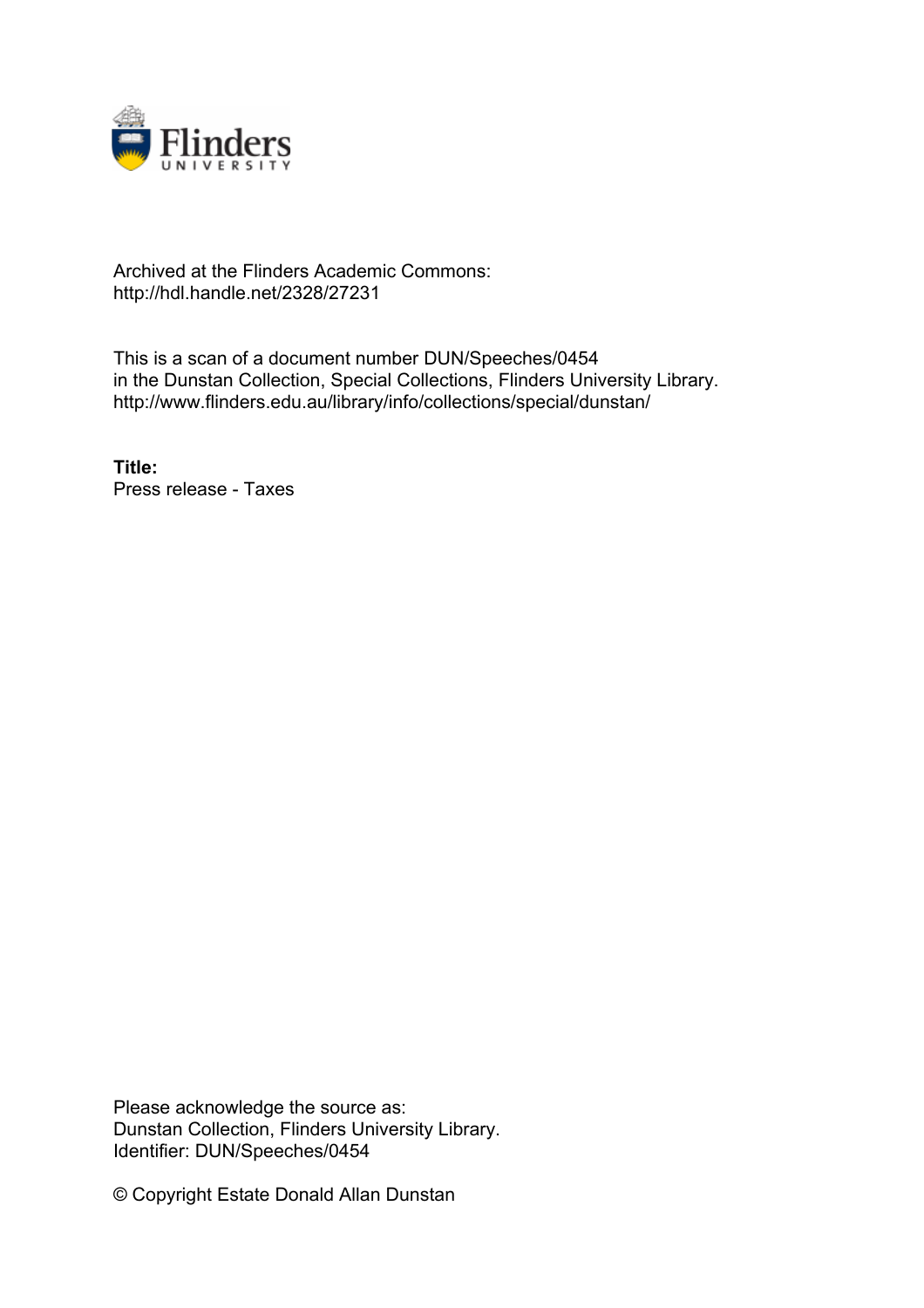Archived at the Flinders Academic Commons:
http://hdl.handle.net/2328/27231

This is a scan of a document number DUN/Speeches/0454
in the Dunstan Collection, Special Collections, Flinders University Library.
http://www.flinders.edu.au/library/info/collections/special/dunstan/

**Title:**
Press release - Taxes

Please acknowledge the source as:
Dunstan Collection, Flinders University Library.
Identifier: DUN/Speeches/0454

© Copyright Estate Donald Allan Dunstan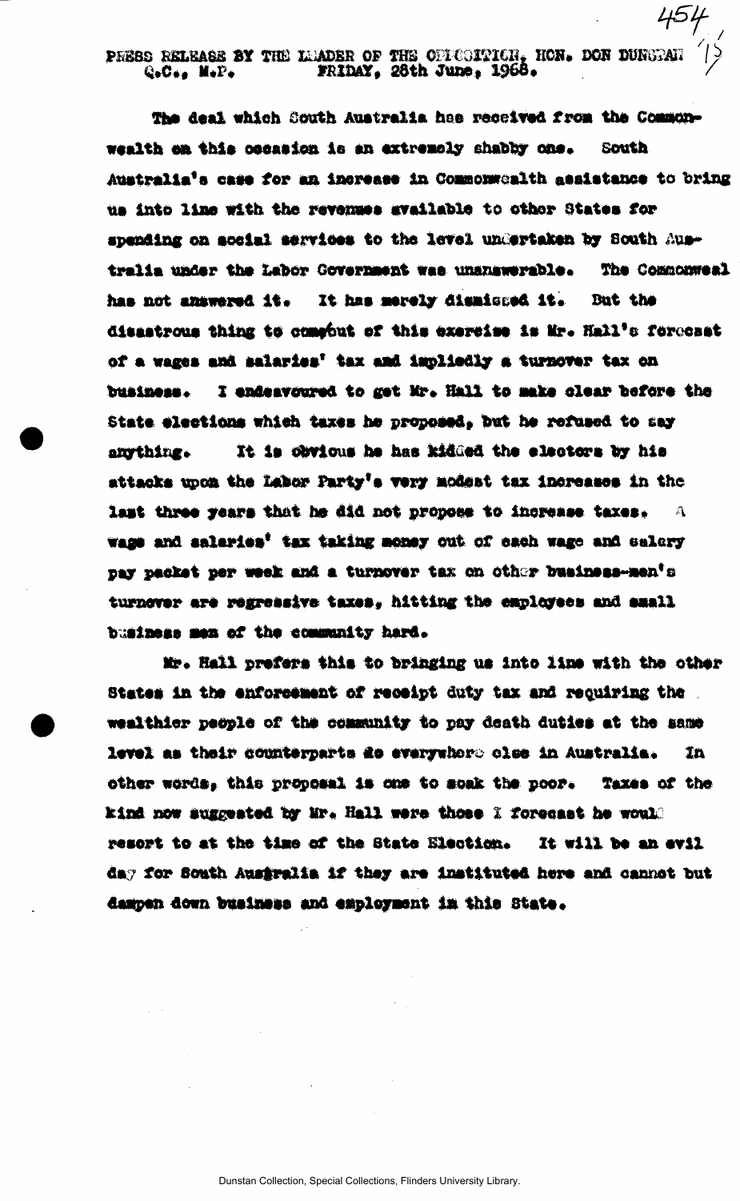PRESS RELEASE BY THE LEADER OF THE OPPOSITION, HON. DON DUNSTAN Q.C., M.P. FRIDAY, 28th June, 1968.

The deal which South Australia has received from the Commonwealth on this occasion is an extremely shabby one. South Australia's case for an increase in Commonwealth assistance to bring us into line with the revenues available to other States for spending on social services to the level undertaken by South Australia under the Labor Government was unanswerable. The Commonweal has not answered it. It has merely dismissed it. But the disastrous thing to come out of this exercise is Mr. Hall's forecast of a wages and salaries' tax and impliedly a turnover tax on business. I endeavoured to get Mr. Hall to make clear before the State elections which taxes he proposed, but he refused to say anything. It is obvious he has kidded the electors by his attacks upon the Labor Party's very modest tax increases in the last three years that he did not propose to increase taxes. A wage and salaries' tax taking money out of each wage and salary pay packet per week and a turnover tax on other business-men's turnover are regressive taxes, hitting the employees and small business men of the community hard.

Mr. Hall prefers this to bringing us into line with the other States in the enforcement of receipt duty tax and requiring the wealthier people of the community to pay death duties at the same level as their counterparts do everywhere else in Australia. In other words, this proposal is one to soak the poor. Taxes of the kind now suggested by Mr. Hall were those I forecast he would resort to at the time of the State Election. It will be an evil day for South Australia if they are instituted here and cannot but dampen down business and employment in this State.

Dunstan Collection, Special Collections, Flinders University Library.